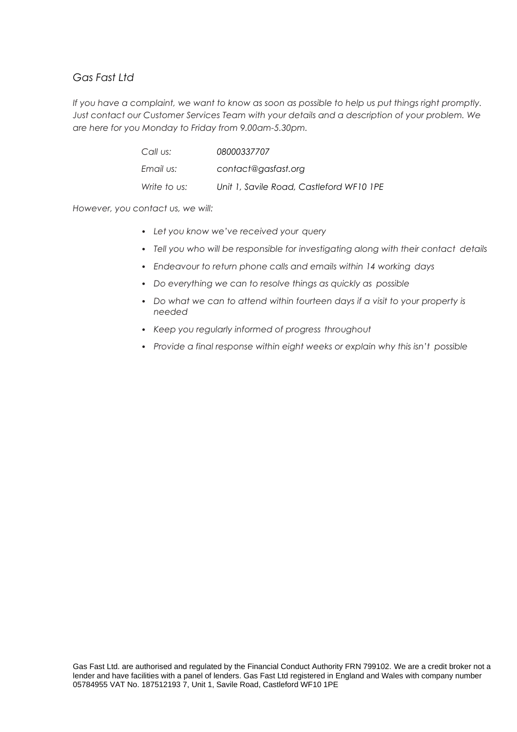*Gas Fast Ltd*

*If you have a complaint, we want to know as soon as possible to help us put things right promptly. Just contact our Customer Services Team with your details and a description of your problem. We are here for you Monday to Friday from 9.00am-5.30pm.*

| | |
|---|---|
| *Call us:* | *08000337707* |
| *Email us:* | *contact@gasfast.org* |
| *Write to us:* | *Unit 1, Savile Road, Castleford WF10 1PE* |

*However, you contact us, we will:*

- *Let you know we've received your query*
- *Tell you who will be responsible for investigating along with their contact details*
- *Endeavour to return phone calls and emails within 14 working days*
- *Do everything we can to resolve things as quickly as possible*
- *Do what we can to attend within fourteen days if a visit to your property is needed*
- *Keep you regularly informed of progress throughout*
- *Provide a final response within eight weeks or explain why this isn't possible*

Gas Fast Ltd. are authorised and regulated by the Financial Conduct Authority FRN 799102. We are a credit broker not a lender and have facilities with a panel of lenders. Gas Fast Ltd registered in England and Wales with company number 05784955 VAT No. 187512193 7, Unit 1, Savile Road, Castleford WF10 1PE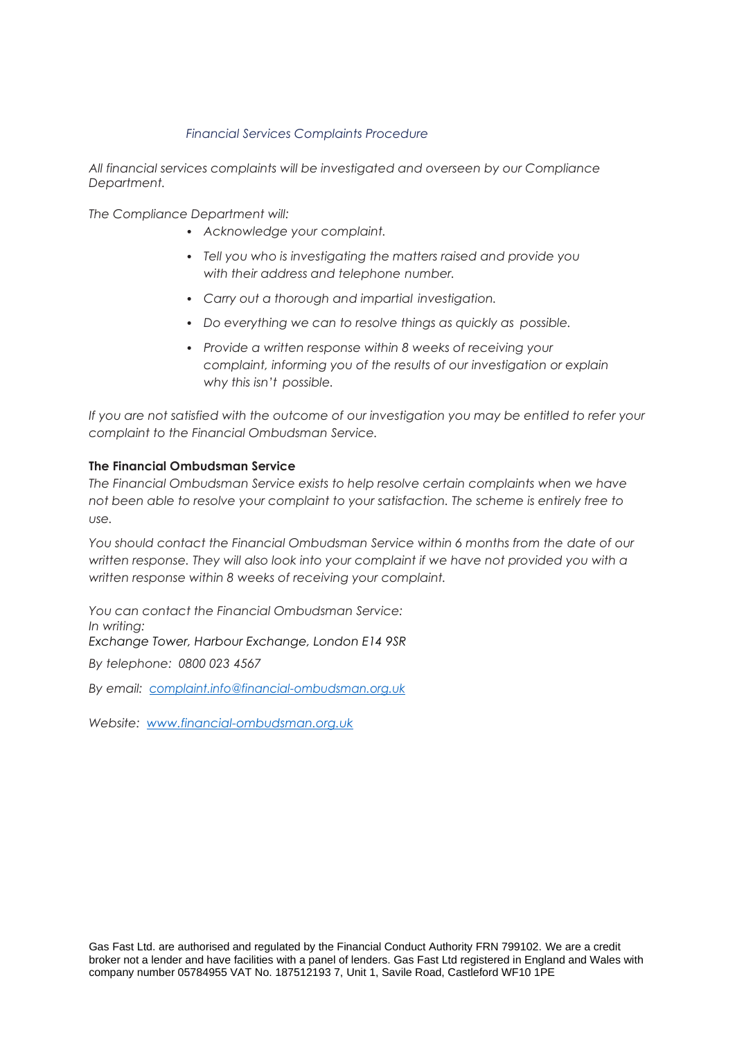*Financial Services Complaints Procedure*

*All financial services complaints will be investigated and overseen by our Compliance Department.*

*The Compliance Department will:*

- *Acknowledge your complaint.*
- *Tell you who is investigating the matters raised and provide you with their address and telephone number.*
- *Carry out a thorough and impartial investigation.*
- *Do everything we can to resolve things as quickly as possible.*
- *Provide a written response within 8 weeks of receiving your complaint, informing you of the results of our investigation or explain why this isn't possible.*

*If you are not satisfied with the outcome of our investigation you may be entitled to refer your complaint to the Financial Ombudsman Service.*

**The Financial Ombudsman Service**

*The Financial Ombudsman Service exists to help resolve certain complaints when we have not been able to resolve your complaint to your satisfaction. The scheme is entirely free to use.*

*You should contact the Financial Ombudsman Service within 6 months from the date of our written response. They will also look into your complaint if we have not provided you with a written response within 8 weeks of receiving your complaint.*

*You can contact the Financial Ombudsman Service:*
*In writing:*
*Exchange Tower, Harbour Exchange, London E14 9SR*

*By telephone: 0800 023 4567*

*By email: [complaint.info@financial-ombudsman.org.uk](mailto:complaint.info@financial-ombudsman.org.uk)*

*Website: [www.financial-ombudsman.org.uk](http://www.financial-ombudsman.org.uk)*

Gas Fast Ltd. are authorised and regulated by the Financial Conduct Authority FRN 799102. We are a credit broker not a lender and have facilities with a panel of lenders. Gas Fast Ltd registered in England and Wales with company number 05784955 VAT No. 187512193 7, Unit 1, Savile Road, Castleford WF10 1PE